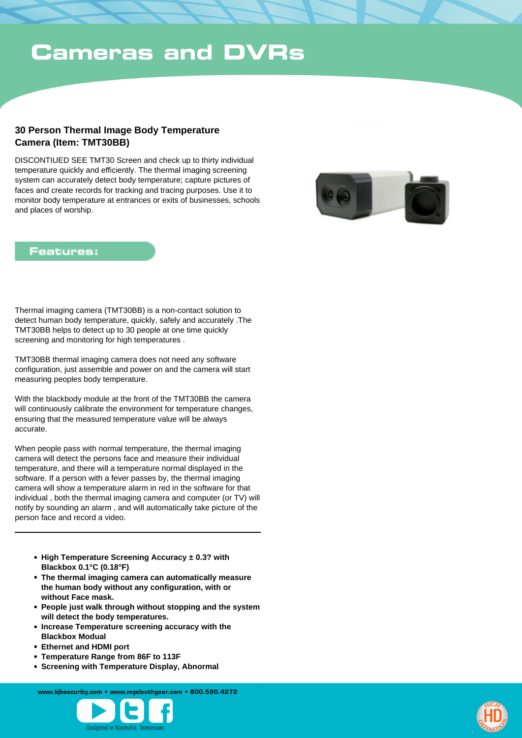# Cameras and DVRs

## 30 Person Thermal Image Body Temperature Camera (Item: TMT30BB)

DISCONTIUED SEE TMT30 Screen and check up to thirty individual temperature quickly and efficiently. The thermal imaging screening system can accurately detect body temperature; capture pictures of faces and create records for tracking and tracing purposes. Use it to monitor body temperature at entrances or exits of businesses, schools and places of worship.

### Features:

Thermal imaging camera (TMT30BB) is a non-contact solution to detect human body temperature, quickly, safely and accurately .The TMT30BB helps to detect up to 30 people at one time quickly screening and monitoring for high temperatures .

TMT30BB thermal imaging camera does not need any software configuration, just assemble and power on and the camera will start measuring peoples body temperature.

With the blackbody module at the front of the TMT30BB the camera will continuously calibrate the environment for temperature changes, ensuring that the measured temperature value will be always accurate.

When people pass with normal temperature, the thermal imaging camera will detect the persons face and measure their individual temperature, and there will a temperature normal displayed in the software. If a person with a fever passes by, the thermal imaging camera will show a temperature alarm in red in the software for that individual , both the thermal imaging camera and computer (or TV) will notify by sounding an alarm , and will automatically take picture of the person face and record a video.

---

- **High Temperature Screening Accuracy ± 0.3? with Blackbox 0.1°C (0.18°F)**
- **The thermal imaging camera can automatically measure the human body without any configuration, with or without Face mask.**
- **People just walk through without stopping and the system will detect the body temperatures.**
- **Increase Temperature screening accuracy with the Blackbox Modual**
- **Ethernet and HDMI port**
- **Temperature Range from 86F to 113F**
- **Screening with Temperature Display, Abnormal**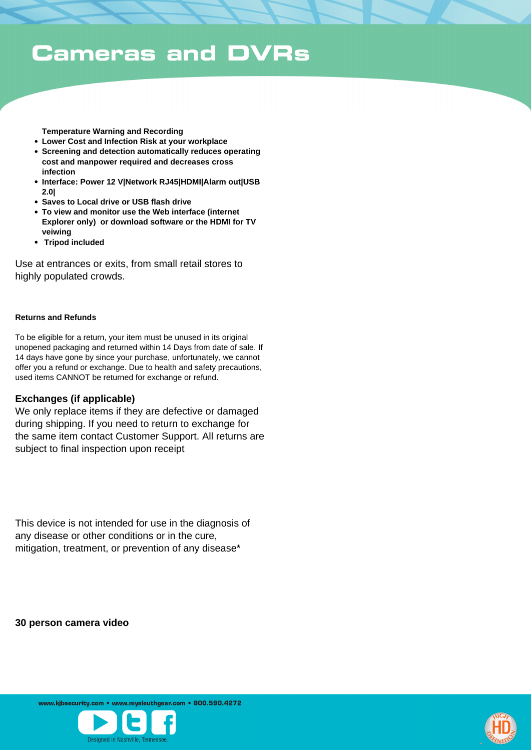# Cameras and DVRs

**Temperature Warning and Recording**

- **Lower Cost and Infection Risk at your workplace**
- **Screening and detection automatically reduces operating cost and manpower required and decreases cross infection**
- **Interface: Power 12 V|Network RJ45|HDMI|Alarm out|USB 2.0|**
- **Saves to Local drive or USB flash drive**
- **To view and monitor use the Web interface (internet Explorer only) or download software or the HDMI for TV veiwing**
- **Tripod included**

Use at entrances or exits, from small retail stores to highly populated crowds.

**Returns and Refunds**

To be eligible for a return, your item must be unused in its original unopened packaging and returned within 14 Days from date of sale. If 14 days have gone by since your purchase, unfortunately, we cannot offer you a refund or exchange. Due to health and safety precautions, used items CANNOT be returned for exchange or refund.

**Exchanges (if applicable)**

We only replace items if they are defective or damaged during shipping. If you need to return to exchange for the same item contact Customer Support. All returns are subject to final inspection upon receipt

This device is not intended for use in the diagnosis of any disease or other conditions or in the cure, mitigation, treatment, or prevention of any disease*

**30 person camera video**

www.kjbsecurity.com • www.mysleuthgear.com • 800.590.4272

Designed in Nashville, Tennessee.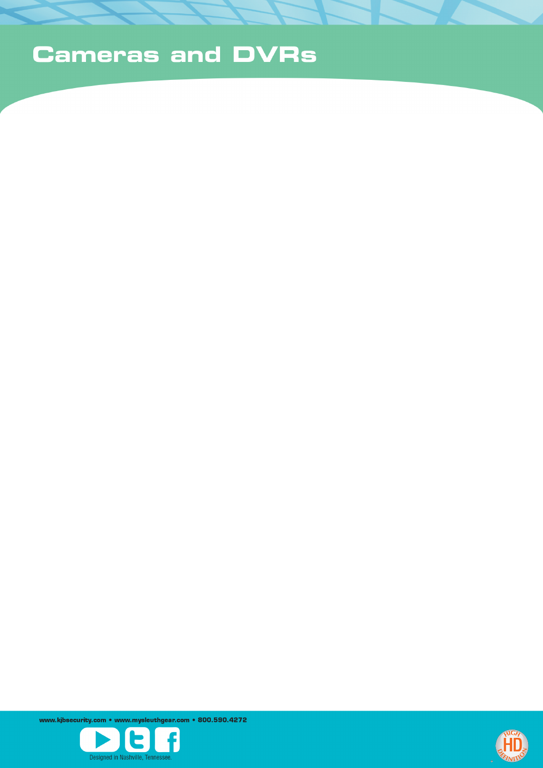# Cameras and DVRs

www.kjbsecurity.com • www.mysleuthgear.com • 800.590.4272

Designed in Nashville, Tennessee.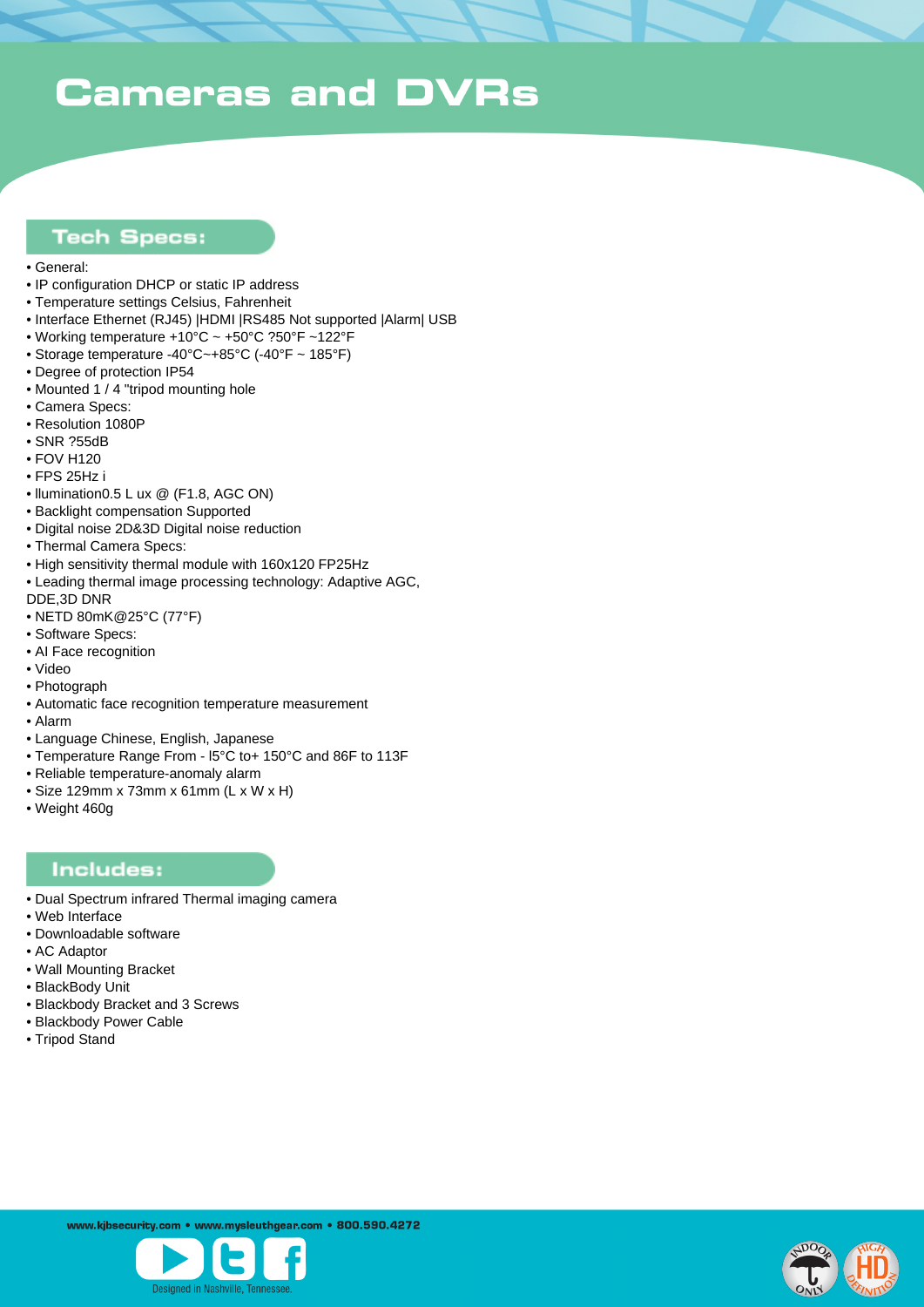# Cameras and DVRs

## Tech Specs:

- General:
- IP configuration DHCP or static IP address
- Temperature settings Celsius, Fahrenheit
- Interface Ethernet (RJ45) |HDMI |RS485 Not supported |Alarm| USB
- Working temperature +10°C ~ +50°C ?50°F ~122°F
- Storage temperature -40°C~+85°C (-40°F ~ 185°F)
- Degree of protection IP54
- Mounted 1 / 4 "tripod mounting hole
- Camera Specs:
- Resolution 1080P
- SNR ?55dB
- FOV H120
- FPS 25Hz i
- llumination0.5 L ux @ (F1.8, AGC ON)
- Backlight compensation Supported
- Digital noise 2D&3D Digital noise reduction
- Thermal Camera Specs:
- High sensitivity thermal module with 160x120 FP25Hz
- Leading thermal image processing technology: Adaptive AGC, DDE,3D DNR
- NETD 80mK@25°C (77°F)
- Software Specs:
- AI Face recognition
- Video
- Photograph
- Automatic face recognition temperature measurement
- Alarm
- Language Chinese, English, Japanese
- Temperature Range From - l5°C to+ 150°C and 86F to 113F
- Reliable temperature-anomaly alarm
- Size 129mm x 73mm x 61mm (L x W x H)
- Weight 460g

## Includes:

- Dual Spectrum infrared Thermal imaging camera
- Web Interface
- Downloadable software
- AC Adaptor
- Wall Mounting Bracket
- BlackBody Unit
- Blackbody Bracket and 3 Screws
- Blackbody Power Cable
- Tripod Stand

www.kjbsecurity.com • www.mysleuthgear.com • 800.590.4272

Designed in Nashville, Tennessee.

INDOOR ONLY · HIGH DEFINITION HD